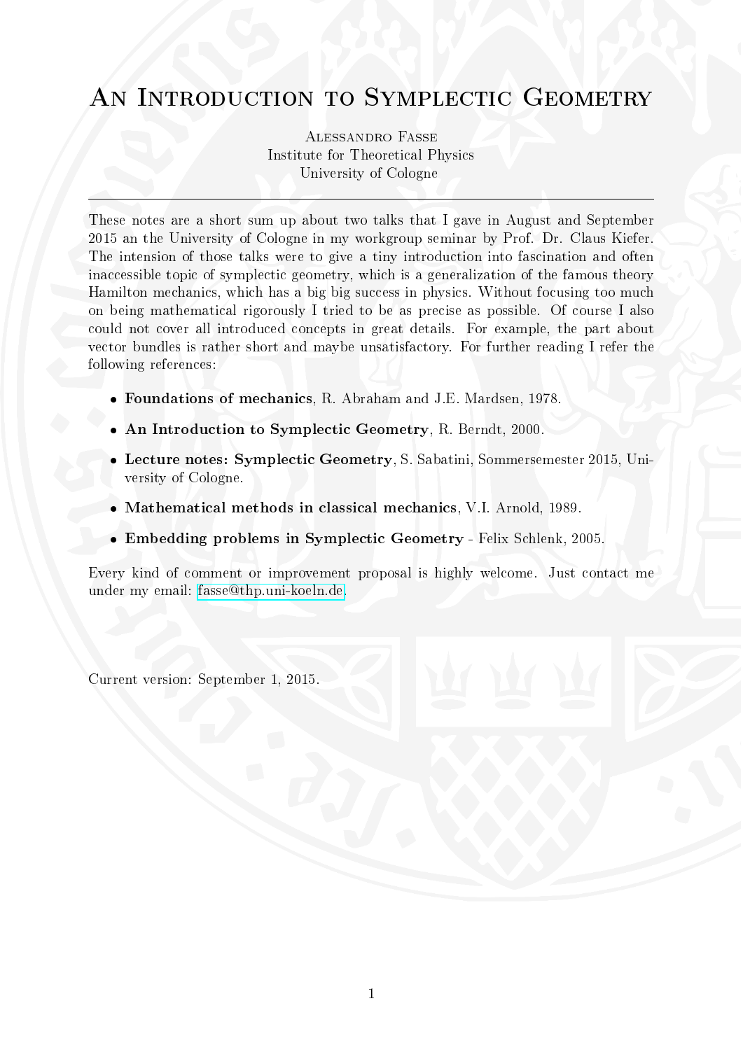# An Introduction to Symplectic Geometry

Alessandro Fasse
Institute for Theoretical Physics
University of Cologne

---

These notes are a short sum up about two talks that I gave in August and September 2015 an the University of Cologne in my workgroup seminar by Prof. Dr. Claus Kiefer. The intension of those talks were to give a tiny introduction into fascination and often inaccessible topic of symplectic geometry, which is a generalization of the famous theory Hamilton mechanics, which has a big big success in physics. Without focusing too much on being mathematical rigorously I tried to be as precise as possible. Of course I also could not cover all introduced concepts in great details. For example, the part about vector bundles is rather short and maybe unsatisfactory. For further reading I refer the following references:

- **Foundations of mechanics**, R. Abraham and J.E. Mardsen, 1978.
- **An Introduction to Symplectic Geometry**, R. Berndt, 2000.
- **Lecture notes: Symplectic Geometry**, S. Sabatini, Sommersemester 2015, University of Cologne.
- **Mathematical methods in classical mechanics**, V.I. Arnold, 1989.
- **Embedding problems in Symplectic Geometry** - Felix Schlenk, 2005.

Every kind of comment or improvement proposal is highly welcome. Just contact me under my email: fasse@thp.uni-koeln.de.

Current version: September 1, 2015.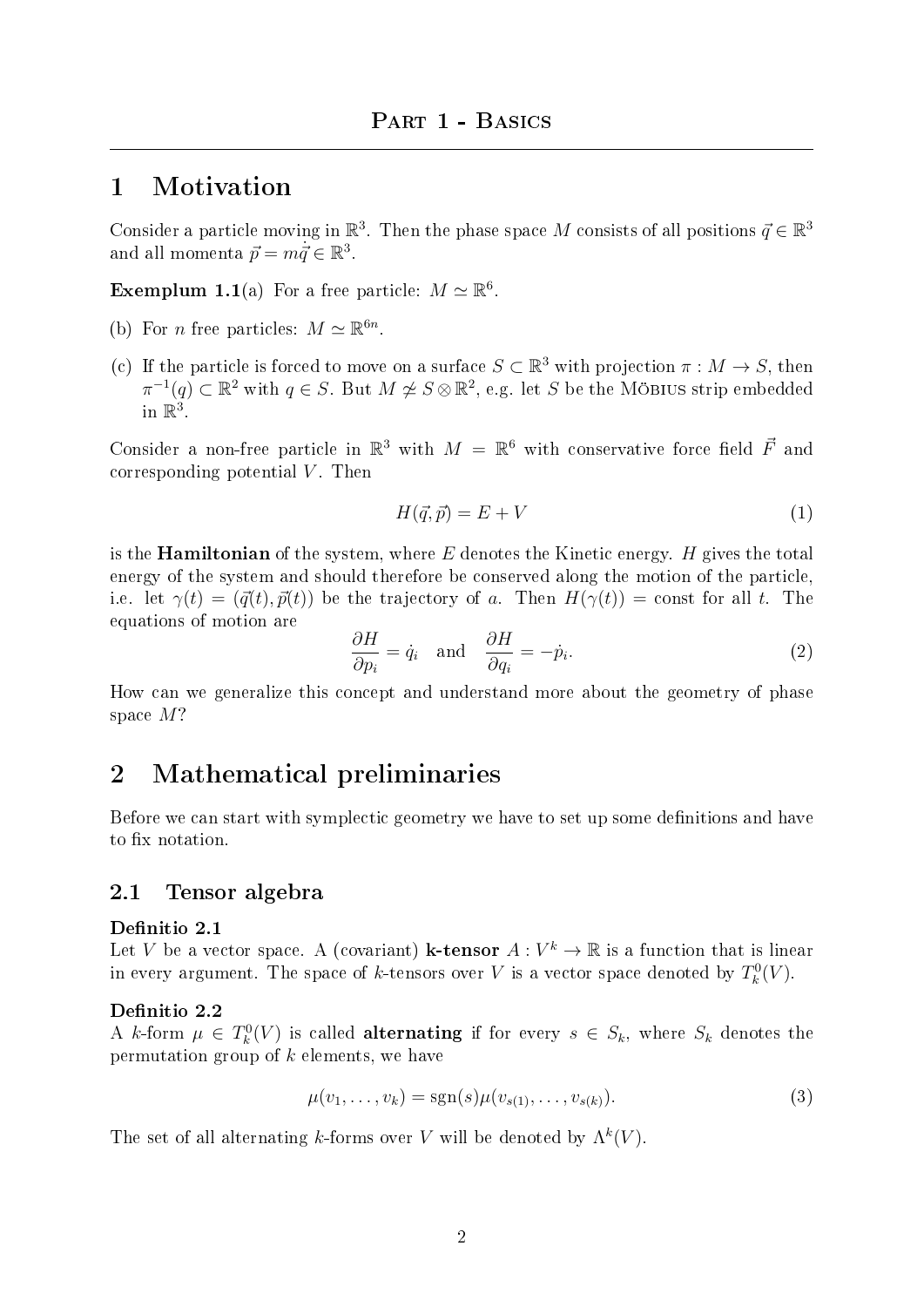# Part 1 - Basics

## 1 Motivation

Consider a particle moving in $\mathbb{R}^3$. Then the phase space $M$ consists of all positions $\vec{q} \in \mathbb{R}^3$ and all momenta $\vec{p} = m\dot{\vec{q}} \in \mathbb{R}^3$.

**Exemplum 1.1**(a) For a free particle: $M \simeq \mathbb{R}^6$.

(b) For $n$ free particles: $M \simeq \mathbb{R}^{6n}$.

(c) If the particle is forced to move on a surface $S \subset \mathbb{R}^3$ with projection $\pi : M \to S$, then $\pi^{-1}(q) \subset \mathbb{R}^2$ with $q \in S$. But $M \not\simeq S \otimes \mathbb{R}^2$, e.g. let $S$ be the Möbius strip embedded in $\mathbb{R}^3$.

Consider a non-free particle in $\mathbb{R}^3$ with $M = \mathbb{R}^6$ with conservative force field $\vec{F}$ and corresponding potential $V$. Then

$$H(\vec{q}, \vec{p}) = E + V \tag{1}$$

is the **Hamiltonian** of the system, where $E$ denotes the Kinetic energy. $H$ gives the total energy of the system and should therefore be conserved along the motion of the particle, i.e. let $\gamma(t) = (\vec{q}(t), \vec{p}(t))$ be the trajectory of $a$. Then $H(\gamma(t)) = \text{const}$ for all $t$. The equations of motion are

$$\frac{\partial H}{\partial p_i} = \dot{q}_i \quad \text{and} \quad \frac{\partial H}{\partial q_i} = -\dot{p}_i. \tag{2}$$

How can we generalize this concept and understand more about the geometry of phase space $M$?

## 2 Mathematical preliminaries

Before we can start with symplectic geometry we have to set up some definitions and have to fix notation.

### 2.1 Tensor algebra

**Definitio 2.1**
Let $V$ be a vector space. A (covariant) **k-tensor** $A : V^k \to \mathbb{R}$ is a function that is linear in every argument. The space of $k$-tensors over $V$ is a vector space denoted by $T_k^0(V)$.

**Definitio 2.2**
A $k$-form $\mu \in T_k^0(V)$ is called **alternating** if for every $s \in S_k$, where $S_k$ denotes the permutation group of $k$ elements, we have

$$\mu(v_1, \ldots, v_k) = \text{sgn}(s)\mu(v_{s(1)}, \ldots, v_{s(k)}). \tag{3}$$

The set of all alternating $k$-forms over $V$ will be denoted by $\Lambda^k(V)$.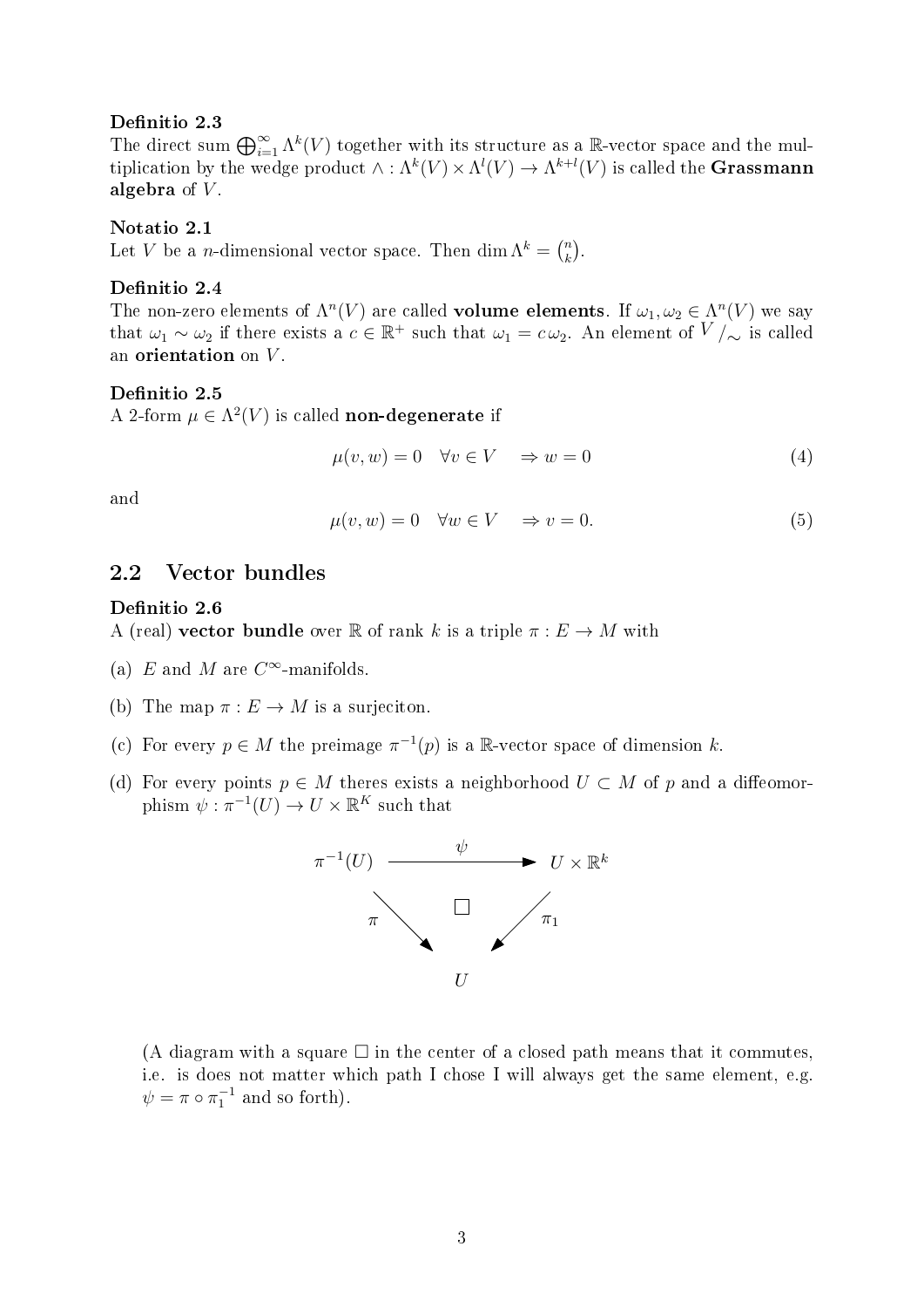**Definitio 2.3**
The direct sum $\bigoplus_{i=1}^{\infty} \Lambda^k(V)$ together with its structure as a $\mathbb{R}$-vector space and the multiplication by the wedge product $\wedge : \Lambda^k(V) \times \Lambda^l(V) \to \Lambda^{k+l}(V)$ is called the **Grassmann algebra** of $V$.

**Notatio 2.1**
Let $V$ be a $n$-dimensional vector space. Then $\dim \Lambda^k = \binom{n}{k}$.

**Definitio 2.4**
The non-zero elements of $\Lambda^n(V)$ are called **volume elements**. If $\omega_1, \omega_2 \in \Lambda^n(V)$ we say that $\omega_1 \sim \omega_2$ if there exists a $c \in \mathbb{R}^+$ such that $\omega_1 = c\,\omega_2$. An element of $V/_{\sim}$ is called an **orientation** on $V$.

**Definitio 2.5**
A 2-form $\mu \in \Lambda^2(V)$ is called **non-degenerate** if

$$\mu(v, w) = 0 \quad \forall v \in V \quad \Rightarrow w = 0 \tag{4}$$

and

$$\mu(v, w) = 0 \quad \forall w \in V \quad \Rightarrow v = 0. \tag{5}$$

## 2.2 Vector bundles

**Definitio 2.6**
A (real) **vector bundle** over $\mathbb{R}$ of rank $k$ is a triple $\pi : E \to M$ with

(a) $E$ and $M$ are $C^\infty$-manifolds.

(b) The map $\pi : E \to M$ is a surjeciton.

(c) For every $p \in M$ the preimage $\pi^{-1}(p)$ is a $\mathbb{R}$-vector space of dimension $k$.

(d) For every points $p \in M$ theres exists a neighborhood $U \subset M$ of $p$ and a diffeomorphism $\psi : \pi^{-1}(U) \to U \times \mathbb{R}^K$ such that

$$\begin{array}{ccc} \pi^{-1}(U) & \xrightarrow{\quad \psi \quad} & U \times \mathbb{R}^k \\ & {\scriptstyle \pi} \searrow \quad \square \quad \swarrow {\scriptstyle \pi_1} & \\ & U & \end{array}$$

(A diagram with a square $\square$ in the center of a closed path means that it commutes, i.e. is does not matter which path I chose I will always get the same element, e.g. $\psi = \pi \circ \pi_1^{-1}$ and so forth).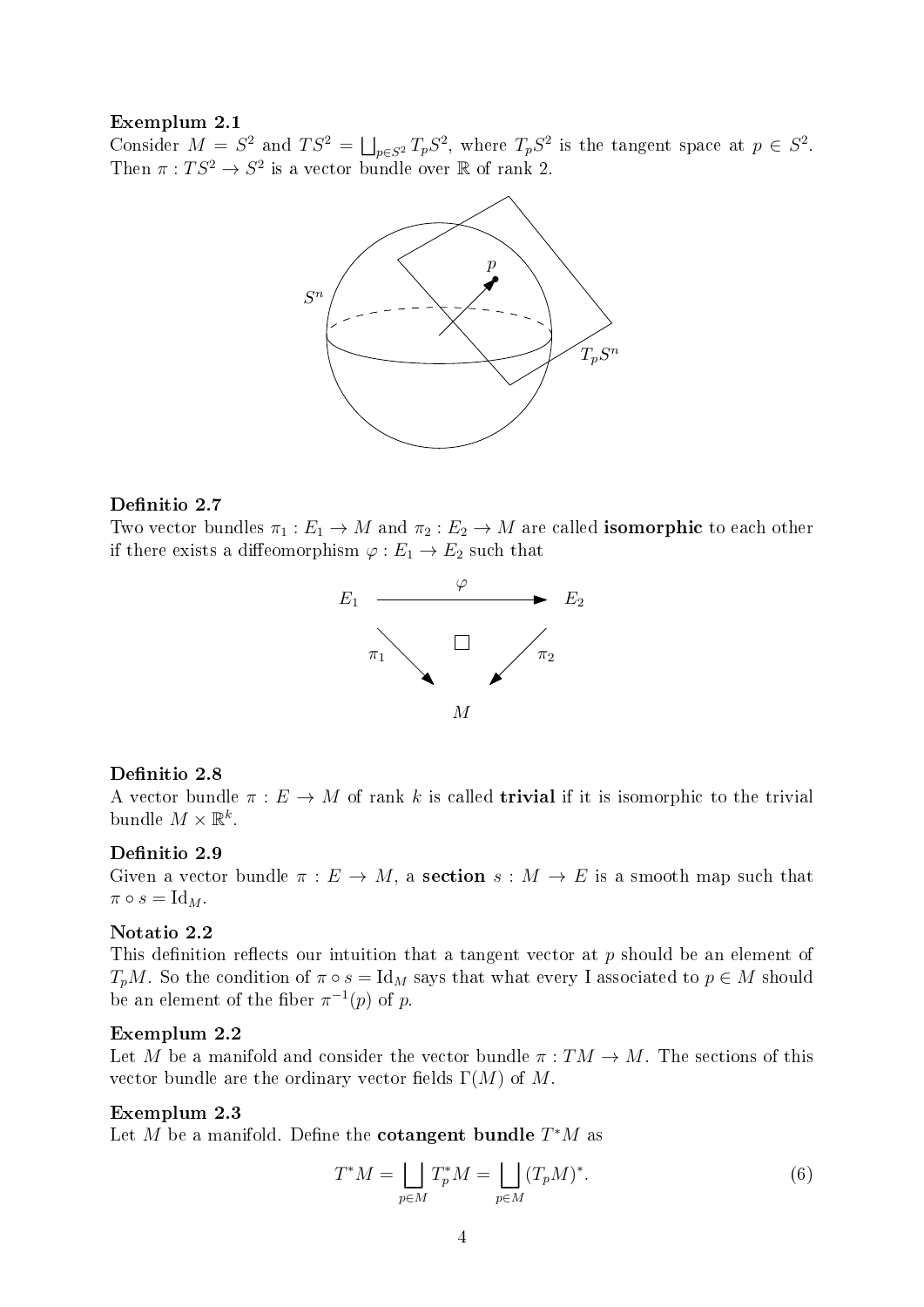**Exemplum 2.1**
Consider $M = S^2$ and $TS^2 = \bigsqcup_{p \in S^2} T_pS^2$, where $T_pS^2$ is the tangent space at $p \in S^2$. Then $\pi : TS^2 \to S^2$ is a vector bundle over $\mathbb{R}$ of rank 2.

**Definitio 2.7**
Two vector bundles $\pi_1 : E_1 \to M$ and $\pi_2 : E_2 \to M$ are called **isomorphic** to each other if there exists a diffeomorphism $\varphi : E_1 \to E_2$ such that

$$\begin{array}{ccc} E_1 & \xrightarrow{\varphi} & E_2 \\ & \searrow^{\pi_1} \quad \square \quad {}^{\pi_2}\swarrow & \\ & M & \end{array}$$

**Definitio 2.8**
A vector bundle $\pi : E \to M$ of rank $k$ is called **trivial** if it is isomorphic to the trivial bundle $M \times \mathbb{R}^k$.

**Definitio 2.9**
Given a vector bundle $\pi : E \to M$, a **section** $s : M \to E$ is a smooth map such that $\pi \circ s = \mathrm{Id}_M$.

**Notatio 2.2**
This definition reflects our intuition that a tangent vector at $p$ should be an element of $T_pM$. So the condition of $\pi \circ s = \mathrm{Id}_M$ says that what every I associated to $p \in M$ should be an element of the fiber $\pi^{-1}(p)$ of $p$.

**Exemplum 2.2**
Let $M$ be a manifold and consider the vector bundle $\pi : TM \to M$. The sections of this vector bundle are the ordinary vector fields $\Gamma(M)$ of $M$.

**Exemplum 2.3**
Let $M$ be a manifold. Define the **cotangent bundle** $T^*M$ as

$$T^*M = \bigsqcup_{p \in M} T_p^*M = \bigsqcup_{p \in M} (T_pM)^*. \tag{6}$$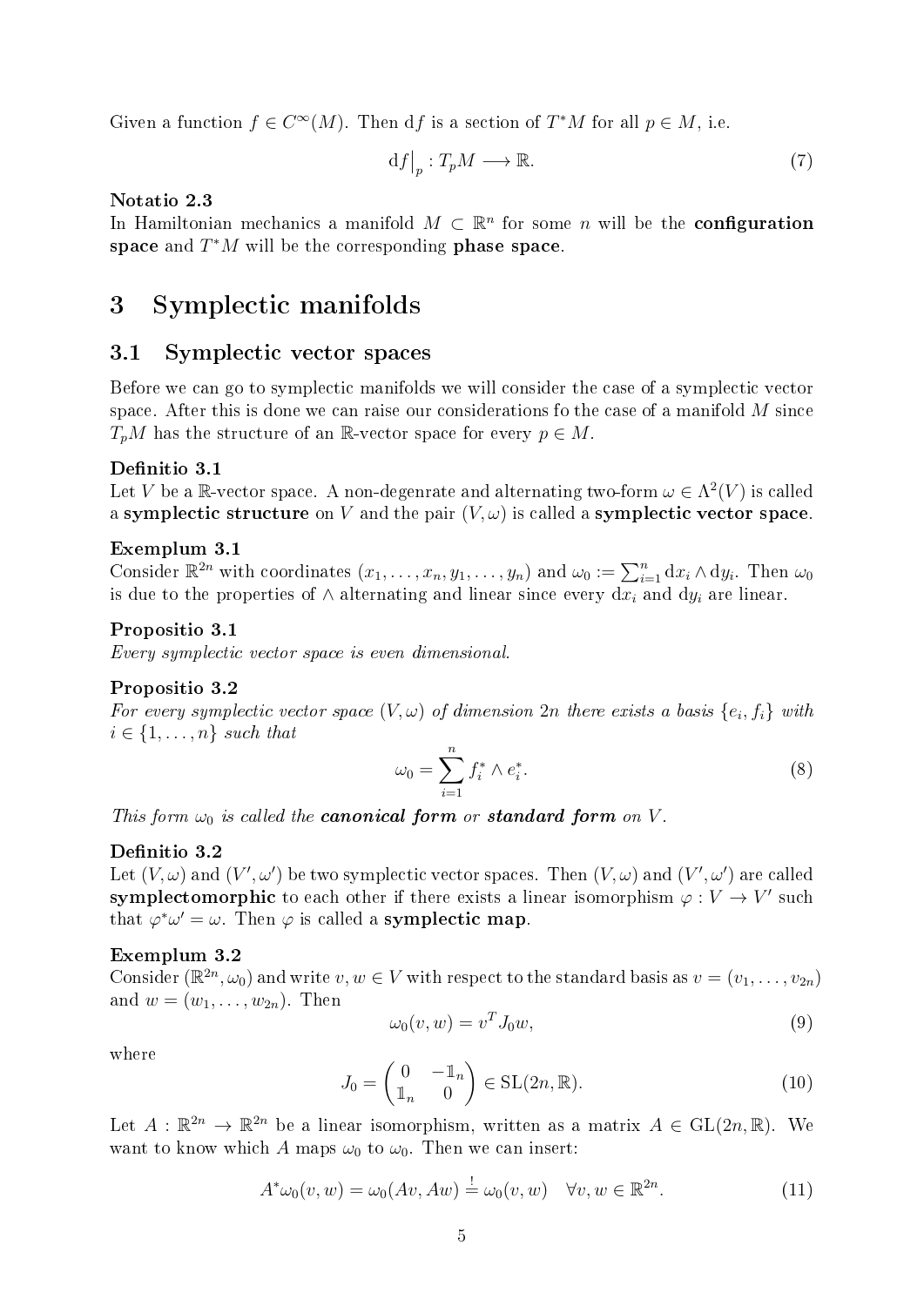Given a function $f \in C^\infty(M)$. Then $\mathrm{d}f$ is a section of $T^*M$ for all $p \in M$, i.e.

$$\mathrm{d}f\big|_p : T_pM \longrightarrow \mathbb{R}. \tag{7}$$

**Notatio 2.3**

In Hamiltonian mechanics a manifold $M \subset \mathbb{R}^n$ for some $n$ will be the **configuration space** and $T^*M$ will be the corresponding **phase space**.

# 3 Symplectic manifolds

## 3.1 Symplectic vector spaces

Before we can go to symplectic manifolds we will consider the case of a symplectic vector space. After this is done we can raise our considerations fo the case of a manifold $M$ since $T_pM$ has the structure of an $\mathbb{R}$-vector space for every $p \in M$.

**Definitio 3.1**

Let $V$ be a $\mathbb{R}$-vector space. A non-degenrate and alternating two-form $\omega \in \Lambda^2(V)$ is called a **symplectic structure** on $V$ and the pair $(V, \omega)$ is called a **symplectic vector space**.

**Exemplum 3.1**

Consider $\mathbb{R}^{2n}$ with coordinates $(x_1, \dots, x_n, y_1, \dots, y_n)$ and $\omega_0 := \sum_{i=1}^n \mathrm{d}x_i \wedge \mathrm{d}y_i$. Then $\omega_0$ is due to the properties of $\wedge$ alternating and linear since every $\mathrm{d}x_i$ and $\mathrm{d}y_i$ are linear.

**Propositio 3.1**

*Every symplectic vector space is even dimensional.*

**Propositio 3.2**

*For every symplectic vector space $(V, \omega)$ of dimension $2n$ there exists a basis $\{e_i, f_i\}$ with $i \in \{1, \dots, n\}$ such that*

$$\omega_0 = \sum_{i=1}^n f_i^* \wedge e_i^*. \tag{8}$$

*This form $\omega_0$ is called the **canonical form** or **standard form** on $V$.*

**Definitio 3.2**

Let $(V, \omega)$ and $(V', \omega')$ be two symplectic vector spaces. Then $(V, \omega)$ and $(V', \omega')$ are called **symplectomorphic** to each other if there exists a linear isomorphism $\varphi : V \to V'$ such that $\varphi^*\omega' = \omega$. Then $\varphi$ is called a **symplectic map**.

**Exemplum 3.2**

Consider $(\mathbb{R}^{2n}, \omega_0)$ and write $v, w \in V$ with respect to the standard basis as $v = (v_1, \dots, v_{2n})$ and $w = (w_1, \dots, w_{2n})$. Then

$$\omega_0(v, w) = v^T J_0 w, \tag{9}$$

where

$$J_0 = \begin{pmatrix} 0 & -\mathbb{1}_n \\ \mathbb{1}_n & 0 \end{pmatrix} \in \mathrm{SL}(2n, \mathbb{R}). \tag{10}$$

Let $A : \mathbb{R}^{2n} \to \mathbb{R}^{2n}$ be a linear isomorphism, written as a matrix $A \in \mathrm{GL}(2n, \mathbb{R})$. We want to know which $A$ maps $\omega_0$ to $\omega_0$. Then we can insert:

$$A^*\omega_0(v, w) = \omega_0(Av, Aw) \stackrel{!}{=} \omega_0(v, w) \quad \forall v, w \in \mathbb{R}^{2n}. \tag{11}$$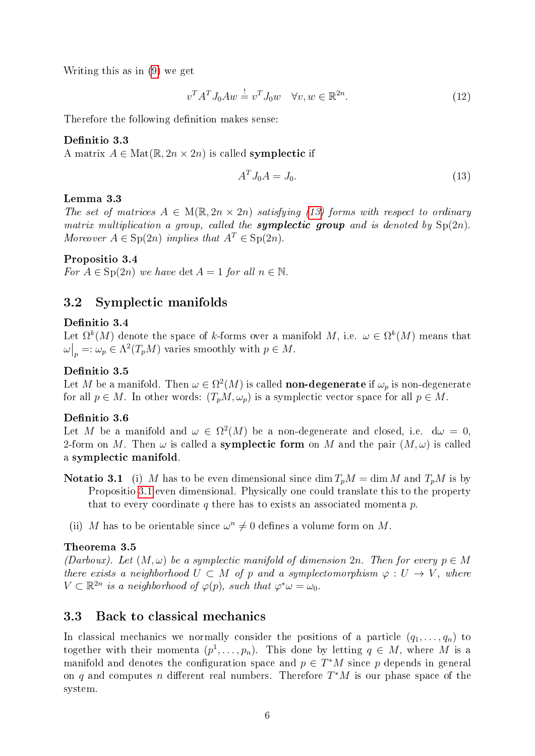Writing this as in (9) we get

$$v^T A^T J_0 A w \overset{!}{=} v^T J_0 w \quad \forall v, w \in \mathbb{R}^{2n}. \tag{12}$$

Therefore the following definition makes sense:

**Definitio 3.3**
A matrix $A \in \mathrm{Mat}(\mathbb{R}, 2n \times 2n)$ is called **symplectic** if

$$A^T J_0 A = J_0. \tag{13}$$

**Lemma 3.3**
*The set of matrices $A \in \mathrm{M}(\mathbb{R}, 2n \times 2n)$ satisfying (13) forms with respect to ordinary matrix multiplication a group, called the **symplectic group** and is denoted by $\mathrm{Sp}(2n)$. Moreover $A \in \mathrm{Sp}(2n)$ implies that $A^T \in \mathrm{Sp}(2n)$.*

**Propositio 3.4**
*For $A \in \mathrm{Sp}(2n)$ we have $\det A = 1$ for all $n \in \mathbb{N}$.*

## 3.2 Symplectic manifolds

**Definitio 3.4**
Let $\Omega^k(M)$ denote the space of $k$-forms over a manifold $M$, i.e. $\omega \in \Omega^k(M)$ means that $\omega\big|_p =: \omega_p \in \Lambda^2(T_pM)$ varies smoothly with $p \in M$.

**Definitio 3.5**
Let $M$ be a manifold. Then $\omega \in \Omega^2(M)$ is called **non-degenerate** if $\omega_p$ is non-degenerate for all $p \in M$. In other words: $(T_pM, \omega_p)$ is a symplectic vector space for all $p \in M$.

**Definitio 3.6**
Let $M$ be a manifold and $\omega \in \Omega^2(M)$ be a non-degenerate and closed, i.e. $\mathrm{d}\omega = 0$, 2-form on $M$. Then $\omega$ is called a **symplectic form** on $M$ and the pair $(M, \omega)$ is called a **symplectic manifold**.

**Notatio 3.1** (i) $M$ has to be even dimensional since $\dim T_pM = \dim M$ and $T_pM$ is by Propositio 3.1 even dimensional. Physically one could translate this to the property that to every coordinate $q$ there has to exists an associated momenta $p$.

(ii) $M$ has to be orientable since $\omega^n \neq 0$ defines a volume form on $M$.

**Theorema 3.5**
*(Darboux). Let $(M, \omega)$ be a symplectic manifold of dimension $2n$. Then for every $p \in M$ there exists a neighborhood $U \subset M$ of $p$ and a symplectomorphism $\varphi : U \to V$, where $V \subset \mathbb{R}^{2n}$ is a neighborhood of $\varphi(p)$, such that $\varphi^*\omega = \omega_0$.*

## 3.3 Back to classical mechanics

In classical mechanics we normally consider the positions of a particle $(q_1, \ldots, q_n)$ to together with their momenta $(p^1, \ldots, p_n)$. This done by letting $q \in M$, where $M$ is a manifold and denotes the configuration space and $p \in T^*M$ since $p$ depends in general on $q$ and computes $n$ different real numbers. Therefore $T^*M$ is our phase space of the system.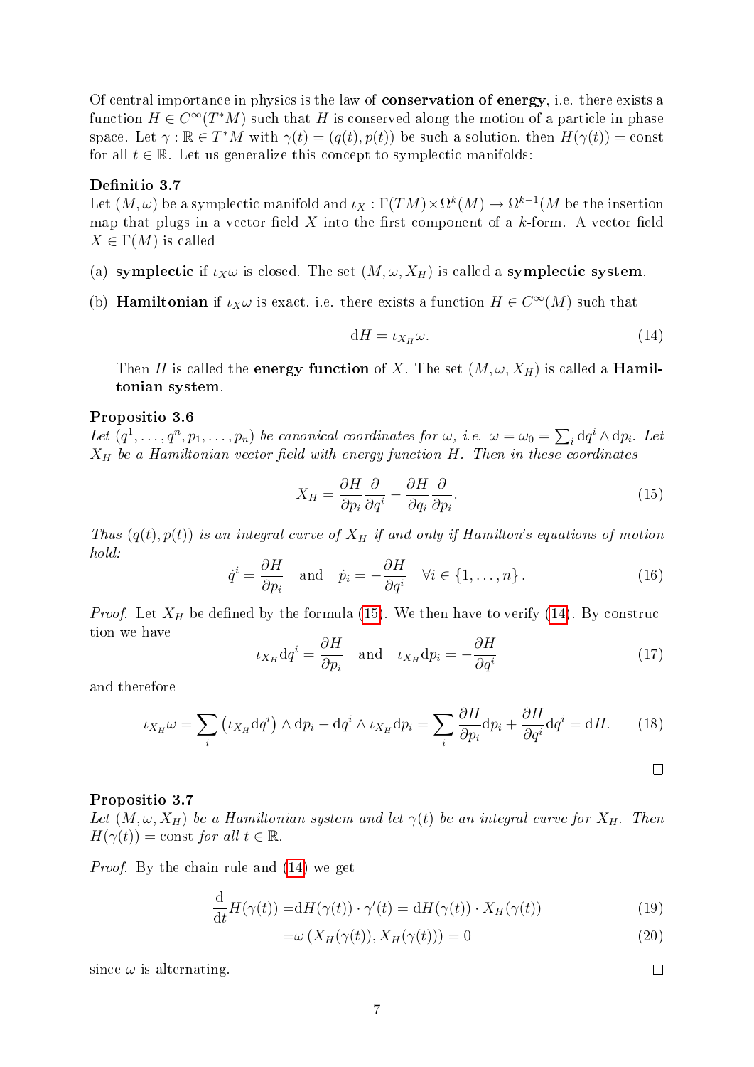Of central importance in physics is the law of **conservation of energy**, i.e. there exists a function $H \in C^\infty(T^*M)$ such that $H$ is conserved along the motion of a particle in phase space. Let $\gamma : \mathbb{R} \in T^*M$ with $\gamma(t) = (q(t), p(t))$ be such a solution, then $H(\gamma(t)) = \text{const}$ for all $t \in \mathbb{R}$. Let us generalize this concept to symplectic manifolds:

**Definitio 3.7**

Let $(M, \omega)$ be a symplectic manifold and $\iota_X : \Gamma(TM) \times \Omega^k(M) \to \Omega^{k-1}(M$ be the insertion map that plugs in a vector field $X$ into the first component of a $k$-form. A vector field $X \in \Gamma(M)$ is called

(a) **symplectic** if $\iota_X \omega$ is closed. The set $(M, \omega, X_H)$ is called a **symplectic system**.

(b) **Hamiltonian** if $\iota_X \omega$ is exact, i.e. there exists a function $H \in C^\infty(M)$ such that

$$\mathrm{d}H = \iota_{X_H} \omega. \tag{14}$$

Then $H$ is called the **energy function** of $X$. The set $(M, \omega, X_H)$ is called a **Hamiltonian system**.

**Propositio 3.6**

*Let $(q^1, \dots, q^n, p_1, \dots, p_n)$ be canonical coordinates for $\omega$, i.e. $\omega = \omega_0 = \sum_i \mathrm{d}q^i \wedge \mathrm{d}p_i$. Let $X_H$ be a Hamiltonian vector field with energy function $H$. Then in these coordinates*

$$X_H = \frac{\partial H}{\partial p_i} \frac{\partial}{\partial q^i} - \frac{\partial H}{\partial q_i} \frac{\partial}{\partial p_i}. \tag{15}$$

*Thus $(q(t), p(t))$ is an integral curve of $X_H$ if and only if Hamilton's equations of motion hold:*

$$\dot{q}^i = \frac{\partial H}{\partial p_i} \quad \text{and} \quad \dot{p}_i = -\frac{\partial H}{\partial q^i} \quad \forall i \in \{1, \dots, n\}. \tag{16}$$

*Proof.* Let $X_H$ be defined by the formula (15). We then have to verify (14). By construction we have

$$\iota_{X_H} \mathrm{d}q^i = \frac{\partial H}{\partial p_i} \quad \text{and} \quad \iota_{X_H} \mathrm{d}p_i = -\frac{\partial H}{\partial q^i} \tag{17}$$

and therefore

$$\iota_{X_H} \omega = \sum_i \left( \iota_{X_H} \mathrm{d}q^i \right) \wedge \mathrm{d}p_i - \mathrm{d}q^i \wedge \iota_{X_H} \mathrm{d}p_i = \sum_i \frac{\partial H}{\partial p_i} \mathrm{d}p_i + \frac{\partial H}{\partial q^i} \mathrm{d}q^i = \mathrm{d}H. \tag{18}$$

□

**Propositio 3.7**

*Let $(M, \omega, X_H)$ be a Hamiltonian system and let $\gamma(t)$ be an integral curve for $X_H$. Then $H(\gamma(t)) = \text{const}$ for all $t \in \mathbb{R}$.*

*Proof.* By the chain rule and (14) we get

$$\frac{\mathrm{d}}{\mathrm{d}t} H(\gamma(t)) = \mathrm{d}H(\gamma(t)) \cdot \gamma'(t) = \mathrm{d}H(\gamma(t)) \cdot X_H(\gamma(t)) \tag{19}$$

$$= \omega \left( X_H(\gamma(t)), X_H(\gamma(t)) \right) = 0 \tag{20}$$

since $\omega$ is alternating.

□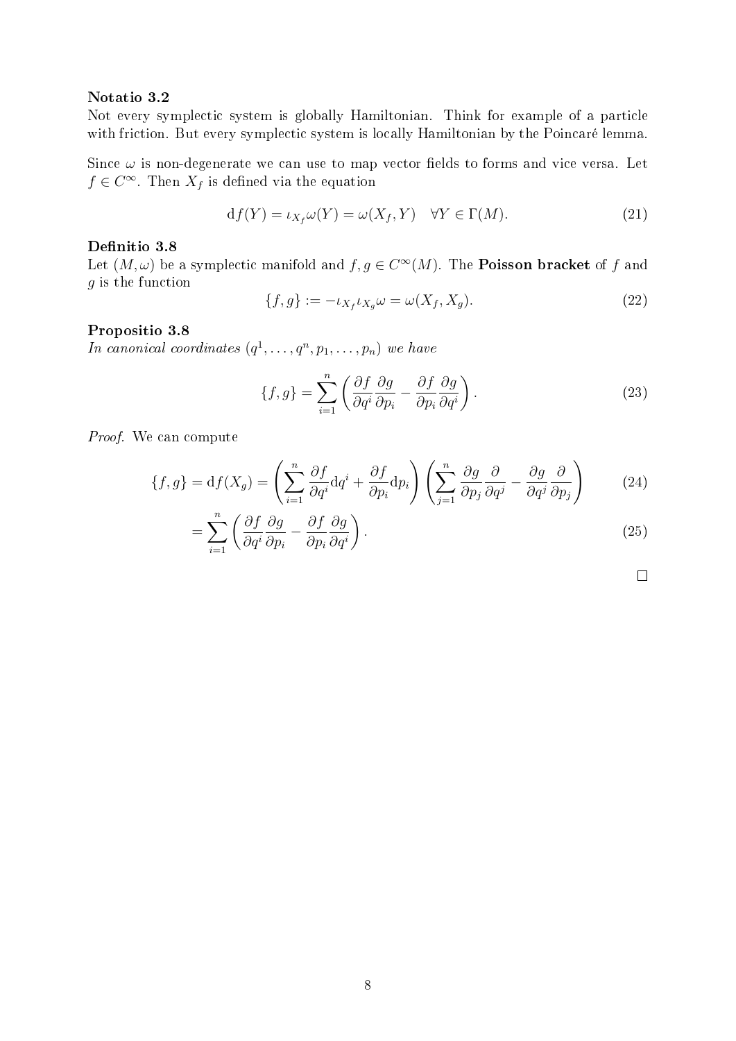**Notatio 3.2**
Not every symplectic system is globally Hamiltonian. Think for example of a particle with friction. But every symplectic system is locally Hamiltonian by the Poincaré lemma.

Since $\omega$ is non-degenerate we can use to map vector fields to forms and vice versa. Let $f \in C^\infty$. Then $X_f$ is defined via the equation

$$\mathrm{d}f(Y) = \iota_{X_f}\omega(Y) = \omega(X_f, Y) \quad \forall Y \in \Gamma(M). \tag{21}$$

**Definitio 3.8**
Let $(M, \omega)$ be a symplectic manifold and $f, g \in C^\infty(M)$. The **Poisson bracket** of $f$ and $g$ is the function

$$\{f, g\} := -\iota_{X_f}\iota_{X_g}\omega = \omega(X_f, X_g). \tag{22}$$

**Propositio 3.8**
*In canonical coordinates $(q^1, \ldots, q^n, p_1, \ldots, p_n)$ we have*

$$\{f, g\} = \sum_{i=1}^{n} \left( \frac{\partial f}{\partial q^i}\frac{\partial g}{\partial p_i} - \frac{\partial f}{\partial p_i}\frac{\partial g}{\partial q^i} \right). \tag{23}$$

*Proof.* We can compute

$$\{f, g\} = \mathrm{d}f(X_g) = \left( \sum_{i=1}^{n} \frac{\partial f}{\partial q^i}\mathrm{d}q^i + \frac{\partial f}{\partial p_i}\mathrm{d}p_i \right) \left( \sum_{j=1}^{n} \frac{\partial g}{\partial p_j}\frac{\partial}{\partial q^j} - \frac{\partial g}{\partial q^j}\frac{\partial}{\partial p_j} \right) \tag{24}$$

$$= \sum_{i=1}^{n} \left( \frac{\partial f}{\partial q^i}\frac{\partial g}{\partial p_i} - \frac{\partial f}{\partial p_i}\frac{\partial g}{\partial q^i} \right). \tag{25}$$

□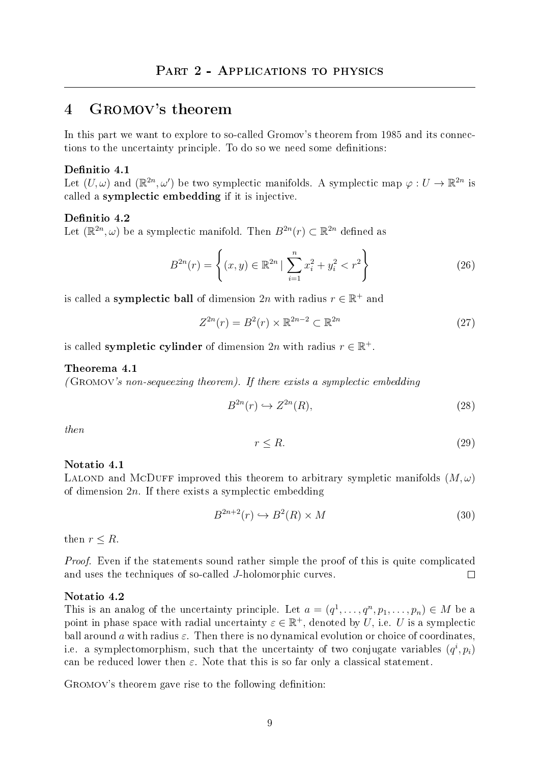# Part 2 - Applications to physics

## 4 Gromov's theorem

In this part we want to explore to so-called Gromov's theorem from 1985 and its connections to the uncertainty principle. To do so we need some definitions:

**Definitio 4.1**
Let $(U, \omega)$ and $(\mathbb{R}^{2n}, \omega')$ be two symplectic manifolds. A symplectic map $\varphi : U \to \mathbb{R}^{2n}$ is called a **symplectic embedding** if it is injective.

**Definitio 4.2**
Let $(\mathbb{R}^{2n}, \omega)$ be a symplectic manifold. Then $B^{2n}(r) \subset \mathbb{R}^{2n}$ defined as

$$B^{2n}(r) = \left\{ (x, y) \in \mathbb{R}^{2n} \mid \sum_{i=1}^{n} x_i^2 + y_i^2 < r^2 \right\} \tag{26}$$

is called a **symplectic ball** of dimension $2n$ with radius $r \in \mathbb{R}^+$ and

$$Z^{2n}(r) = B^2(r) \times \mathbb{R}^{2n-2} \subset \mathbb{R}^{2n} \tag{27}$$

is called **sympletic cylinder** of dimension $2n$ with radius $r \in \mathbb{R}^+$.

**Theorema 4.1**
*(Gromov's non-sequeezing theorem). If there exists a symplectic embedding*

$$B^{2n}(r) \hookrightarrow Z^{2n}(R), \tag{28}$$

*then*

$$r \leq R. \tag{29}$$

**Notatio 4.1**
Lalond and McDuff improved this theorem to arbitrary sympletic manifolds $(M, \omega)$ of dimension $2n$. If there exists a symplectic embedding

$$B^{2n+2}(r) \hookrightarrow B^2(R) \times M \tag{30}$$

then $r \leq R$.

*Proof.* Even if the statements sound rather simple the proof of this is quite complicated and uses the techniques of so-called $J$-holomorphic curves. □

**Notatio 4.2**
This is an analog of the uncertainty principle. Let $a = (q^1, \ldots, q^n, p_1, \ldots, p_n) \in M$ be a point in phase space with radial uncertainty $\varepsilon \in \mathbb{R}^+$, denoted by $U$, i.e. $U$ is a symplectic ball around $a$ with radius $\varepsilon$. Then there is no dynamical evolution or choice of coordinates, i.e. a symplectomorphism, such that the uncertainty of two conjugate variables $(q^i, p_i)$ can be reduced lower then $\varepsilon$. Note that this is so far only a classical statement.

Gromov's theorem gave rise to the following definition: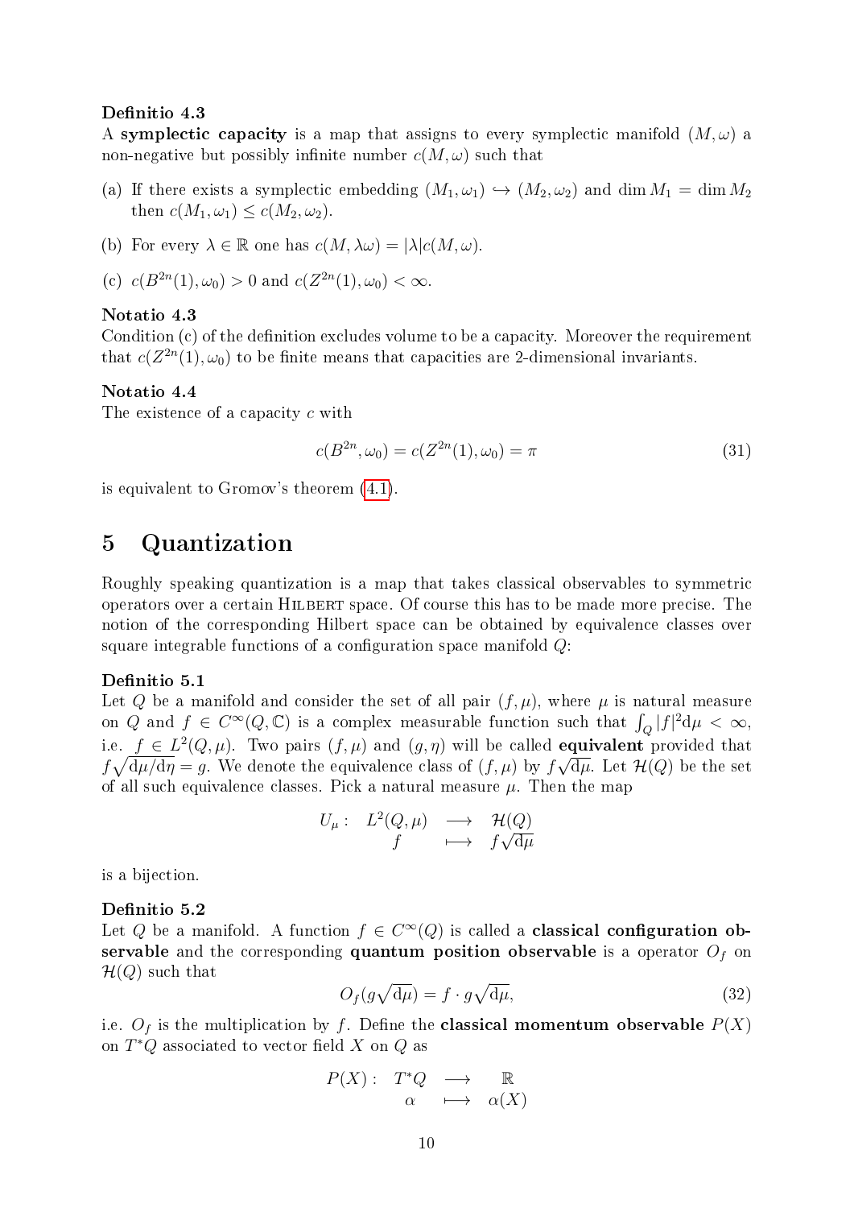**Definitio 4.3**

A **symplectic capacity** is a map that assigns to every symplectic manifold $(M, \omega)$ a non-negative but possibly infinite number $c(M, \omega)$ such that

(a) If there exists a symplectic embedding $(M_1, \omega_1) \hookrightarrow (M_2, \omega_2)$ and $\dim M_1 = \dim M_2$ then $c(M_1, \omega_1) \leq c(M_2, \omega_2)$.

(b) For every $\lambda \in \mathbb{R}$ one has $c(M, \lambda\omega) = |\lambda| c(M, \omega)$.

(c) $c(B^{2n}(1), \omega_0) > 0$ and $c(Z^{2n}(1), \omega_0) < \infty$.

**Notatio 4.3**

Condition (c) of the definition excludes volume to be a capacity. Moreover the requirement that $c(Z^{2n}(1), \omega_0)$ to be finite means that capacities are 2-dimensional invariants.

**Notatio 4.4**

The existence of a capacity $c$ with

$$c(B^{2n}, \omega_0) = c(Z^{2n}(1), \omega_0) = \pi \tag{31}$$

is equivalent to Gromov's theorem (4.1).

# 5 Quantization

Roughly speaking quantization is a map that takes classical observables to symmetric operators over a certain Hilbert space. Of course this has to be made more precise. The notion of the corresponding Hilbert space can be obtained by equivalence classes over square integrable functions of a configuration space manifold $Q$:

**Definitio 5.1**

Let $Q$ be a manifold and consider the set of all pair $(f, \mu)$, where $\mu$ is natural measure on $Q$ and $f \in C^\infty(Q, \mathbb{C})$ is a complex measurable function such that $\int_Q |f|^2 \mathrm{d}\mu < \infty$, i.e. $f \in L^2(Q, \mu)$. Two pairs $(f, \mu)$ and $(g, \eta)$ will be called **equivalent** provided that $f\sqrt{\mathrm{d}\mu/\mathrm{d}\eta} = g$. We denote the equivalence class of $(f, \mu)$ by $f\sqrt{\mathrm{d}\mu}$. Let $\mathcal{H}(Q)$ be the set of all such equivalence classes. Pick a natural measure $\mu$. Then the map

$$\begin{array}{rccc} U_\mu : & L^2(Q, \mu) & \longrightarrow & \mathcal{H}(Q) \\ & f & \longmapsto & f\sqrt{\mathrm{d}\mu} \end{array}$$

is a bijection.

**Definitio 5.2**

Let $Q$ be a manifold. A function $f \in C^\infty(Q)$ is called a **classical configuration observable** and the corresponding **quantum position observable** is a operator $O_f$ on $\mathcal{H}(Q)$ such that

$$O_f(g\sqrt{\mathrm{d}\mu}) = f \cdot g\sqrt{\mathrm{d}\mu}, \tag{32}$$

i.e. $O_f$ is the multiplication by $f$. Define the **classical momentum observable** $P(X)$ on $T^*Q$ associated to vector field $X$ on $Q$ as

$$\begin{array}{rccc} P(X) : & T^*Q & \longrightarrow & \mathbb{R} \\ & \alpha & \longmapsto & \alpha(X) \end{array}$$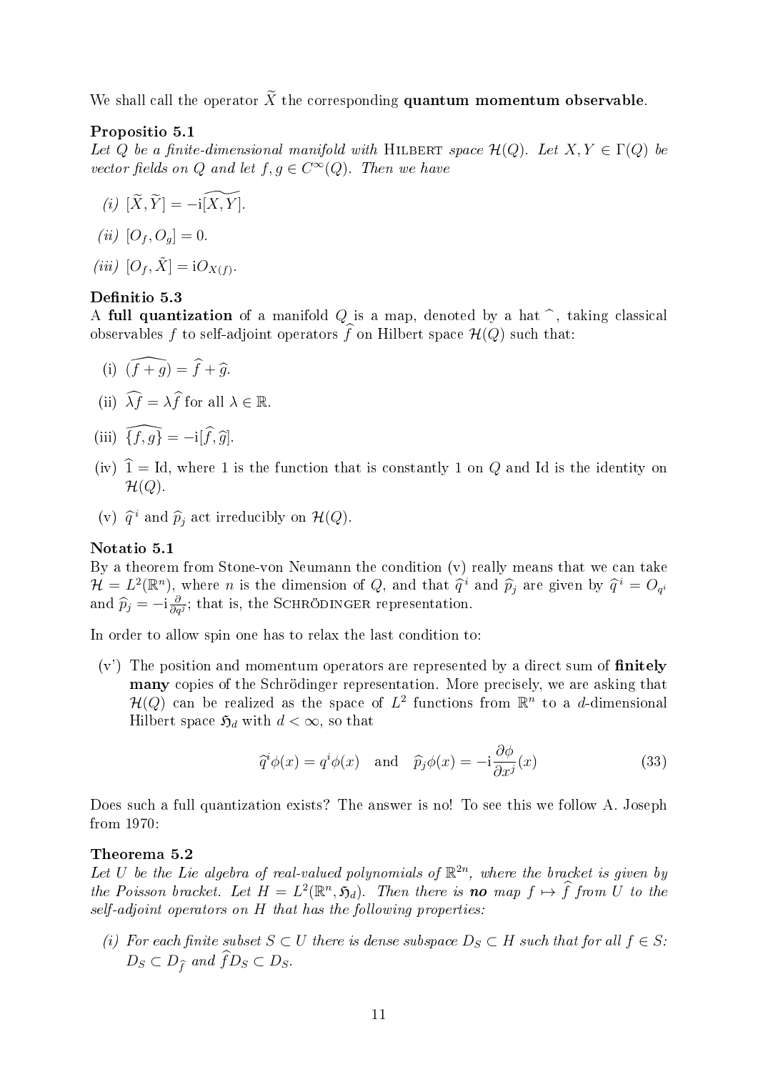We shall call the operator $\widetilde{X}$ the corresponding **quantum momentum observable**.

**Propositio 5.1**

*Let $Q$ be a finite-dimensional manifold with* Hilbert *space $\mathcal{H}(Q)$. Let $X, Y \in \Gamma(Q)$ be vector fields on $Q$ and let $f, g \in C^\infty(Q)$. Then we have*

*(i)* $[\widetilde{X}, \widetilde{Y}] = -\mathrm{i}\widetilde{[X, Y]}$.

*(ii)* $[O_f, O_g] = 0$.

*(iii)* $[O_f, \tilde{X}] = \mathrm{i}O_{X(f)}$.

**Definitio 5.3**

A **full quantization** of a manifold $Q$ is a map, denoted by a hat $\widehat{\ }$, taking classical observables $f$ to self-adjoint operators $\widehat{f}$ on Hilbert space $\mathcal{H}(Q)$ such that:

(i) $\widehat{(f+g)} = \widehat{f} + \widehat{g}$.

(ii) $\widehat{\lambda f} = \lambda \widehat{f}$ for all $\lambda \in \mathbb{R}$.

(iii) $\widehat{\{f, g\}} = -\mathrm{i}[\widehat{f}, \widehat{g}]$.

(iv) $\widehat{1} = \mathrm{Id}$, where 1 is the function that is constantly 1 on $Q$ and Id is the identity on $\mathcal{H}(Q)$.

(v) $\widehat{q}^i$ and $\widehat{p}_j$ act irreducibly on $\mathcal{H}(Q)$.

**Notatio 5.1**

By a theorem from Stone-von Neumann the condition (v) really means that we can take $\mathcal{H} = L^2(\mathbb{R}^n)$, where $n$ is the dimension of $Q$, and that $\widehat{q}^i$ and $\widehat{p}_j$ are given by $\widehat{q}^i = O_{q^i}$ and $\widehat{p}_j = -\mathrm{i}\frac{\partial}{\partial q^j}$; that is, the Schrödinger representation.

In order to allow spin one has to relax the last condition to:

(v') The position and momentum operators are represented by a direct sum of **finitely many** copies of the Schrödinger representation. More precisely, we are asking that $\mathcal{H}(Q)$ can be realized as the space of $L^2$ functions from $\mathbb{R}^n$ to a $d$-dimensional Hilbert space $\mathfrak{H}_d$ with $d < \infty$, so that

$$\widehat{q}^i \phi(x) = q^i \phi(x) \quad \text{and} \quad \widehat{p}_j \phi(x) = -\mathrm{i}\frac{\partial \phi}{\partial x^j}(x) \tag{33}$$

Does such a full quantization exists? The answer is no! To see this we follow A. Joseph from 1970:

**Theorema 5.2**

*Let $U$ be the Lie algebra of real-valued polynomials of $\mathbb{R}^{2n}$, where the bracket is given by the Poisson bracket. Let $H = L^2(\mathbb{R}^n, \mathfrak{H}_d)$. Then there is **no** map $f \mapsto \widehat{f}$ from $U$ to the self-adjoint operators on $H$ that has the following properties:*

*(i) For each finite subset $S \subset U$ there is dense subspace $D_S \subset H$ such that for all $f \in S$: $D_S \subset D_{\widehat{f}}$ and $\widehat{f} D_S \subset D_S$.*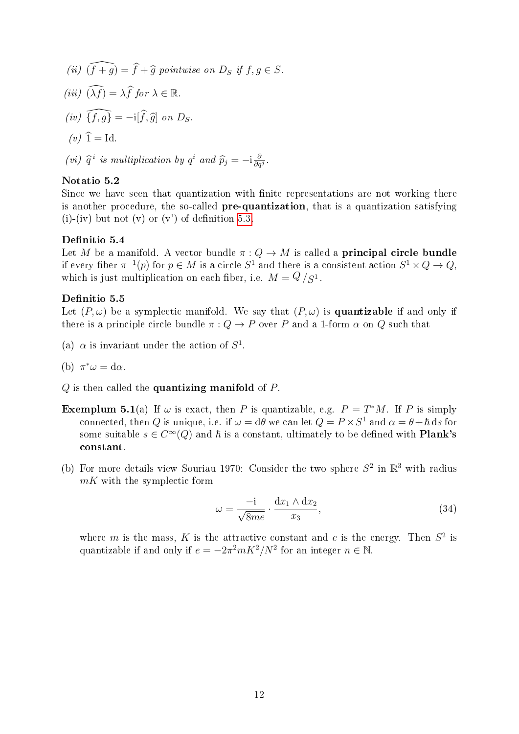*(ii)* $\widehat{(f+g)} = \widehat{f} + \widehat{g}$ *pointwise on* $D_S$ *if* $f, g \in S$.

*(iii)* $\widehat{(\lambda f)} = \lambda \widehat{f}$ *for* $\lambda \in \mathbb{R}$.

*(iv)* $\widehat{\{f,g\}} = -\mathrm{i}[\widehat{f}, \widehat{g}]$ *on* $D_S$.

*(v)* $\widehat{1} = \mathrm{Id}$.

*(vi)* $\widehat{q}^i$ *is multiplication by* $q^i$ *and* $\widehat{p}_j = -\mathrm{i}\frac{\partial}{\partial q^j}$.

**Notatio 5.2**

Since we have seen that quantization with finite representations are not working there is another procedure, the so-called **pre-quantization**, that is a quantization satisfying (i)-(iv) but not (v) or (v') of definition 5.3.

**Definitio 5.4**

Let $M$ be a manifold. A vector bundle $\pi : Q \to M$ is called a **principal circle bundle** if every fiber $\pi^{-1}(p)$ for $p \in M$ is a circle $S^1$ and there is a consistent action $S^1 \times Q \to Q$, which is just multiplication on each fiber, i.e. $M = Q/_{S^1}$.

**Definitio 5.5**

Let $(P, \omega)$ be a symplectic manifold. We say that $(P, \omega)$ is **quantizable** if and only if there is a principle circle bundle $\pi : Q \to P$ over $P$ and a 1-form $\alpha$ on $Q$ such that

(a) $\alpha$ is invariant under the action of $S^1$.

(b) $\pi^*\omega = \mathrm{d}\alpha$.

$Q$ is then called the **quantizing manifold** of $P$.

**Exemplum 5.1**(a) If $\omega$ is exact, then $P$ is quantizable, e.g. $P = T^*M$. If $P$ is simply connected, then $Q$ is unique, i.e. if $\omega = \mathrm{d}\theta$ we can let $Q = P \times S^1$ and $\alpha = \theta + \hbar\,\mathrm{d}s$ for some suitable $s \in C^\infty(Q)$ and $\hbar$ is a constant, ultimately to be defined with **Plank's constant**.

(b) For more details view Souriau 1970: Consider the two sphere $S^2$ in $\mathbb{R}^3$ with radius $mK$ with the symplectic form

$$\omega = \frac{-\mathrm{i}}{\sqrt{8me}} \cdot \frac{\mathrm{d}x_1 \wedge \mathrm{d}x_2}{x_3}, \tag{34}$$

where $m$ is the mass, $K$ is the attractive constant and $e$ is the energy. Then $S^2$ is quantizable if and only if $e = -2\pi^2 mK^2/N^2$ for an integer $n \in \mathbb{N}$.